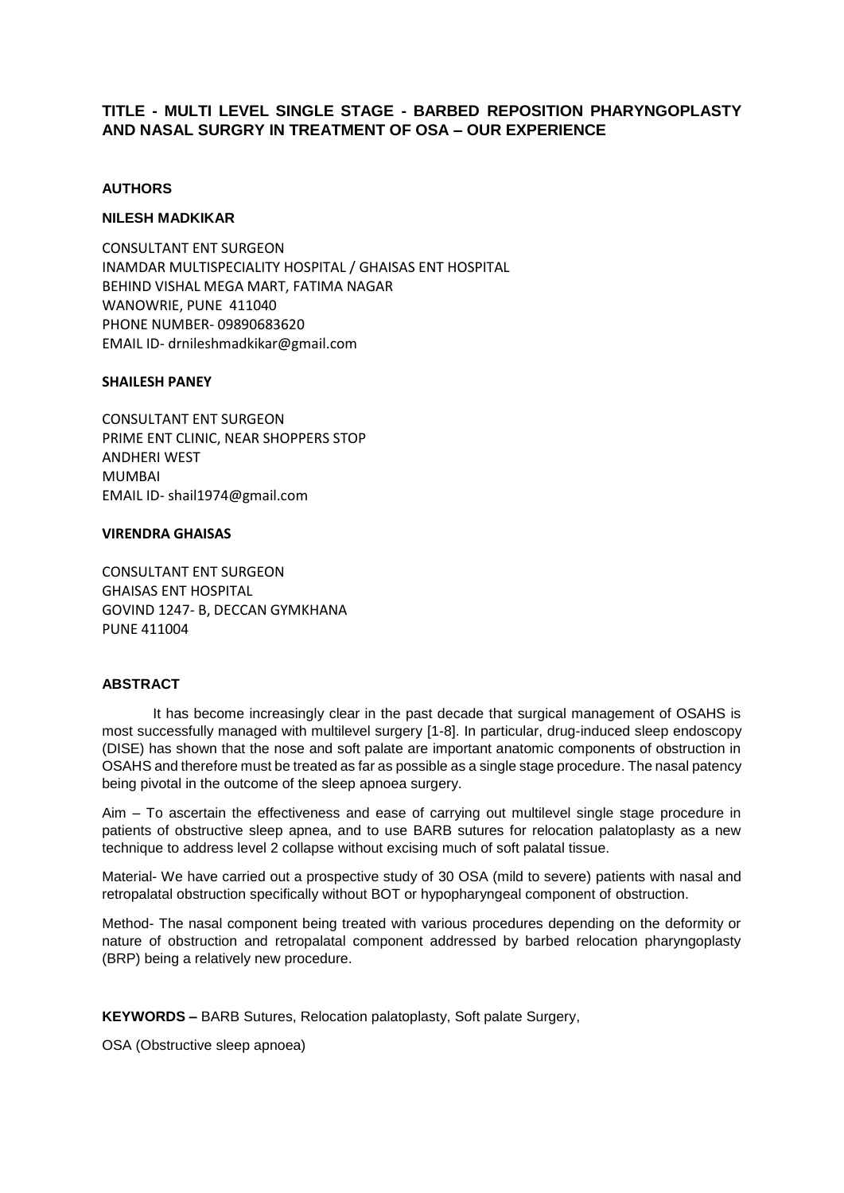## TITLE - MULTI LEVEL SINGLE STAGE - BARBED REPOSITION PHARYNGOPLASTY AND NASAL SURGRY IN TREATMENT OF OSA – OUR EXPERIENCE

### AUTHORS

**NILESH MADKIKAR**

CONSULTANT ENT SURGEON
INAMDAR MULTISPECIALITY HOSPITAL / GHAISAS ENT HOSPITAL
BEHIND VISHAL MEGA MART, FATIMA NAGAR
WANOWRIE, PUNE 411040
PHONE NUMBER- 09890683620
EMAIL ID- drnileshmadkikar@gmail.com

**SHAILESH PANEY**

CONSULTANT ENT SURGEON
PRIME ENT CLINIC, NEAR SHOPPERS STOP
ANDHERI WEST
MUMBAI
EMAIL ID- shail1974@gmail.com

**VIRENDRA GHAISAS**

CONSULTANT ENT SURGEON
GHAISAS ENT HOSPITAL
GOVIND 1247- B, DECCAN GYMKHANA
PUNE 411004

### ABSTRACT

It has become increasingly clear in the past decade that surgical management of OSAHS is most successfully managed with multilevel surgery [1-8]. In particular, drug-induced sleep endoscopy (DISE) has shown that the nose and soft palate are important anatomic components of obstruction in OSAHS and therefore must be treated as far as possible as a single stage procedure. The nasal patency being pivotal in the outcome of the sleep apnoea surgery.

Aim – To ascertain the effectiveness and ease of carrying out multilevel single stage procedure in patients of obstructive sleep apnea, and to use BARB sutures for relocation palatoplasty as a new technique to address level 2 collapse without excising much of soft palatal tissue.

Material- We have carried out a prospective study of 30 OSA (mild to severe) patients with nasal and retropalatal obstruction specifically without BOT or hypopharyngeal component of obstruction.

Method- The nasal component being treated with various procedures depending on the deformity or nature of obstruction and retropalatal component addressed by barbed relocation pharyngoplasty (BRP) being a relatively new procedure.

**KEYWORDS –** BARB Sutures, Relocation palatoplasty, Soft palate Surgery,

OSA (Obstructive sleep apnoea)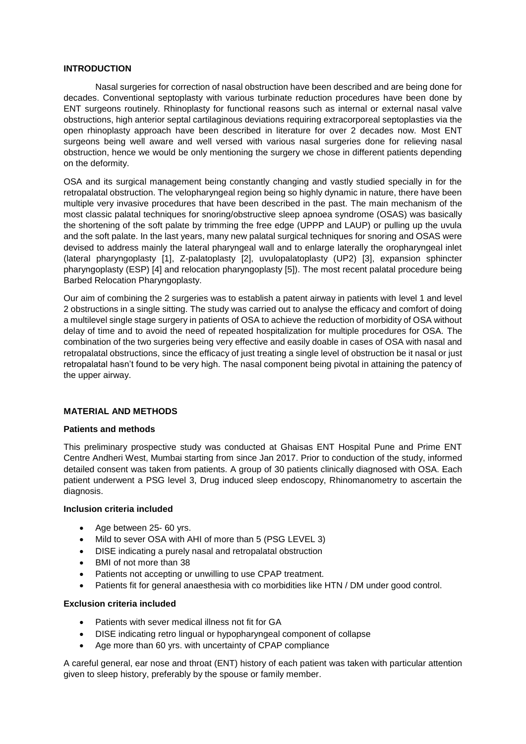## INTRODUCTION

Nasal surgeries for correction of nasal obstruction have been described and are being done for decades. Conventional septoplasty with various turbinate reduction procedures have been done by ENT surgeons routinely. Rhinoplasty for functional reasons such as internal or external nasal valve obstructions, high anterior septal cartilaginous deviations requiring extracorporeal septoplasties via the open rhinoplasty approach have been described in literature for over 2 decades now. Most ENT surgeons being well aware and well versed with various nasal surgeries done for relieving nasal obstruction, hence we would be only mentioning the surgery we chose in different patients depending on the deformity.

OSA and its surgical management being constantly changing and vastly studied specially in for the retropalatal obstruction. The velopharyngeal region being so highly dynamic in nature, there have been multiple very invasive procedures that have been described in the past. The main mechanism of the most classic palatal techniques for snoring/obstructive sleep apnoea syndrome (OSAS) was basically the shortening of the soft palate by trimming the free edge (UPPP and LAUP) or pulling up the uvula and the soft palate. In the last years, many new palatal surgical techniques for snoring and OSAS were devised to address mainly the lateral pharyngeal wall and to enlarge laterally the oropharyngeal inlet (lateral pharyngoplasty [1], Z-palatoplasty [2], uvulopalatoplasty (UP2) [3], expansion sphincter pharyngoplasty (ESP) [4] and relocation pharyngoplasty [5]). The most recent palatal procedure being Barbed Relocation Pharyngoplasty.

Our aim of combining the 2 surgeries was to establish a patent airway in patients with level 1 and level 2 obstructions in a single sitting. The study was carried out to analyse the efficacy and comfort of doing a multilevel single stage surgery in patients of OSA to achieve the reduction of morbidity of OSA without delay of time and to avoid the need of repeated hospitalization for multiple procedures for OSA. The combination of the two surgeries being very effective and easily doable in cases of OSA with nasal and retropalatal obstructions, since the efficacy of just treating a single level of obstruction be it nasal or just retropalatal hasn't found to be very high. The nasal component being pivotal in attaining the patency of the upper airway.

## MATERIAL AND METHODS

### Patients and methods

This preliminary prospective study was conducted at Ghaisas ENT Hospital Pune and Prime ENT Centre Andheri West, Mumbai starting from since Jan 2017. Prior to conduction of the study, informed detailed consent was taken from patients. A group of 30 patients clinically diagnosed with OSA. Each patient underwent a PSG level 3, Drug induced sleep endoscopy, Rhinomanometry to ascertain the diagnosis.

### Inclusion criteria included

- Age between 25- 60 yrs.
- Mild to sever OSA with AHI of more than 5 (PSG LEVEL 3)
- DISE indicating a purely nasal and retropalatal obstruction
- BMI of not more than 38
- Patients not accepting or unwilling to use CPAP treatment.
- Patients fit for general anaesthesia with co morbidities like HTN / DM under good control.

### Exclusion criteria included

- Patients with sever medical illness not fit for GA
- DISE indicating retro lingual or hypopharyngeal component of collapse
- Age more than 60 yrs. with uncertainty of CPAP compliance

A careful general, ear nose and throat (ENT) history of each patient was taken with particular attention given to sleep history, preferably by the spouse or family member.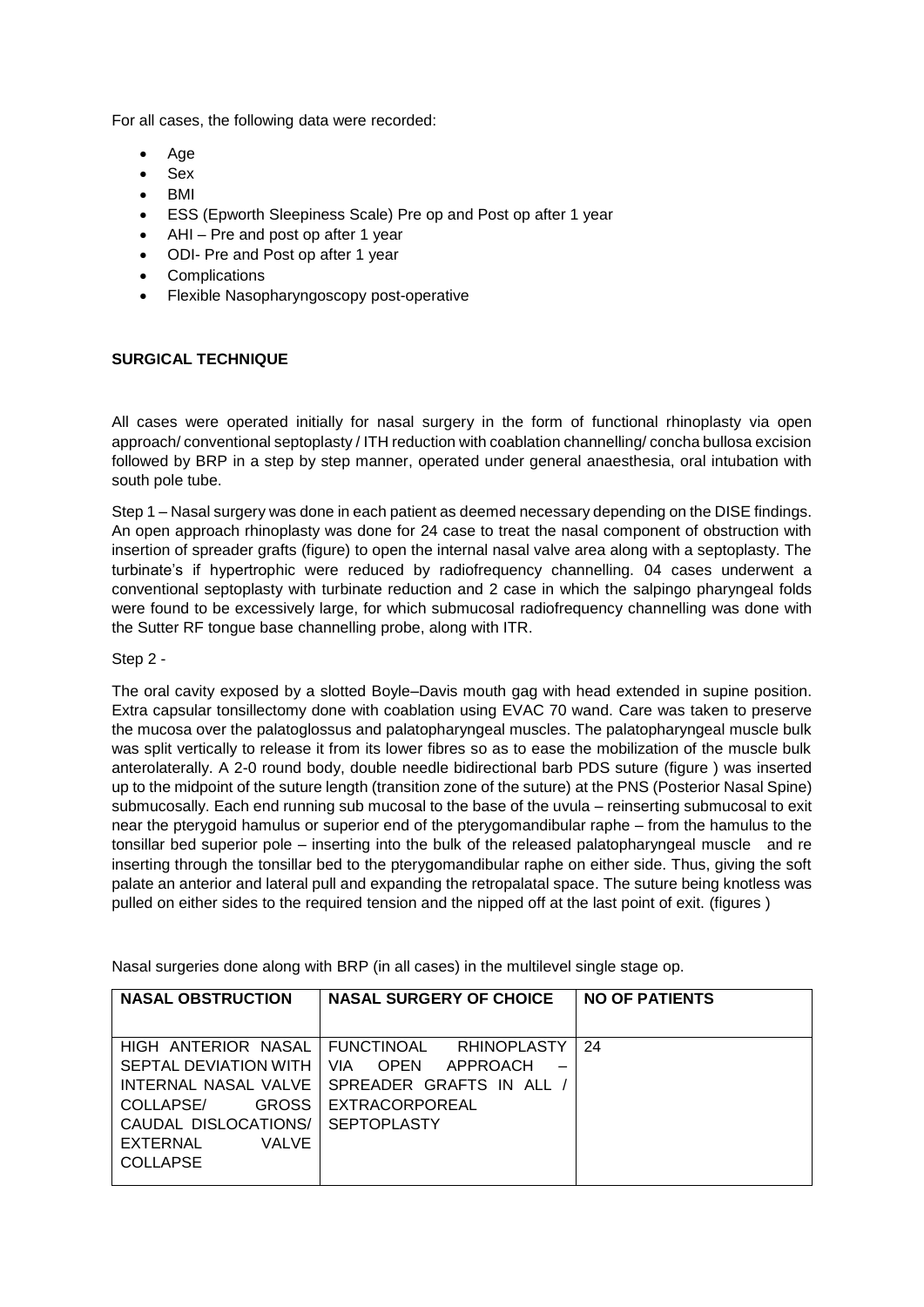For all cases, the following data were recorded:

- Age
- Sex
- BMI
- ESS (Epworth Sleepiness Scale) Pre op and Post op after 1 year
- AHI – Pre and post op after 1 year
- ODI- Pre and Post op after 1 year
- Complications
- Flexible Nasopharyngoscopy post-operative

**SURGICAL TECHNIQUE**

All cases were operated initially for nasal surgery in the form of functional rhinoplasty via open approach/ conventional septoplasty / ITH reduction with coablation channelling/ concha bullosa excision followed by BRP in a step by step manner, operated under general anaesthesia, oral intubation with south pole tube.

Step 1 – Nasal surgery was done in each patient as deemed necessary depending on the DISE findings. An open approach rhinoplasty was done for 24 case to treat the nasal component of obstruction with insertion of spreader grafts (figure) to open the internal nasal valve area along with a septoplasty. The turbinate's if hypertrophic were reduced by radiofrequency channelling. 04 cases underwent a conventional septoplasty with turbinate reduction and 2 case in which the salpingo pharyngeal folds were found to be excessively large, for which submucosal radiofrequency channelling was done with the Sutter RF tongue base channelling probe, along with ITR.

Step 2 -

The oral cavity exposed by a slotted Boyle–Davis mouth gag with head extended in supine position. Extra capsular tonsillectomy done with coablation using EVAC 70 wand. Care was taken to preserve the mucosa over the palatoglossus and palatopharyngeal muscles. The palatopharyngeal muscle bulk was split vertically to release it from its lower fibres so as to ease the mobilization of the muscle bulk anterolaterally. A 2-0 round body, double needle bidirectional barb PDS suture (figure ) was inserted up to the midpoint of the suture length (transition zone of the suture) at the PNS (Posterior Nasal Spine) submucosally. Each end running sub mucosal to the base of the uvula – reinserting submucosal to exit near the pterygoid hamulus or superior end of the pterygomandibular raphe – from the hamulus to the tonsillar bed superior pole – inserting into the bulk of the released palatopharyngeal muscle and re inserting through the tonsillar bed to the pterygomandibular raphe on either side. Thus, giving the soft palate an anterior and lateral pull and expanding the retropalatal space. The suture being knotless was pulled on either sides to the required tension and the nipped off at the last point of exit. (figures )

Nasal surgeries done along with BRP (in all cases) in the multilevel single stage op.

| NASAL OBSTRUCTION | NASAL SURGERY OF CHOICE | NO OF PATIENTS |
|---|---|---|
| HIGH ANTERIOR NASAL SEPTAL DEVIATION WITH INTERNAL NASAL VALVE COLLAPSE/ GROSS CAUDAL DISLOCATIONS/ EXTERNAL VALVE COLLAPSE | FUNCTINOAL RHINOPLASTY VIA OPEN APPROACH – SPREADER GRAFTS IN ALL / EXTRACORPOREAL SEPTOPLASTY | 24 |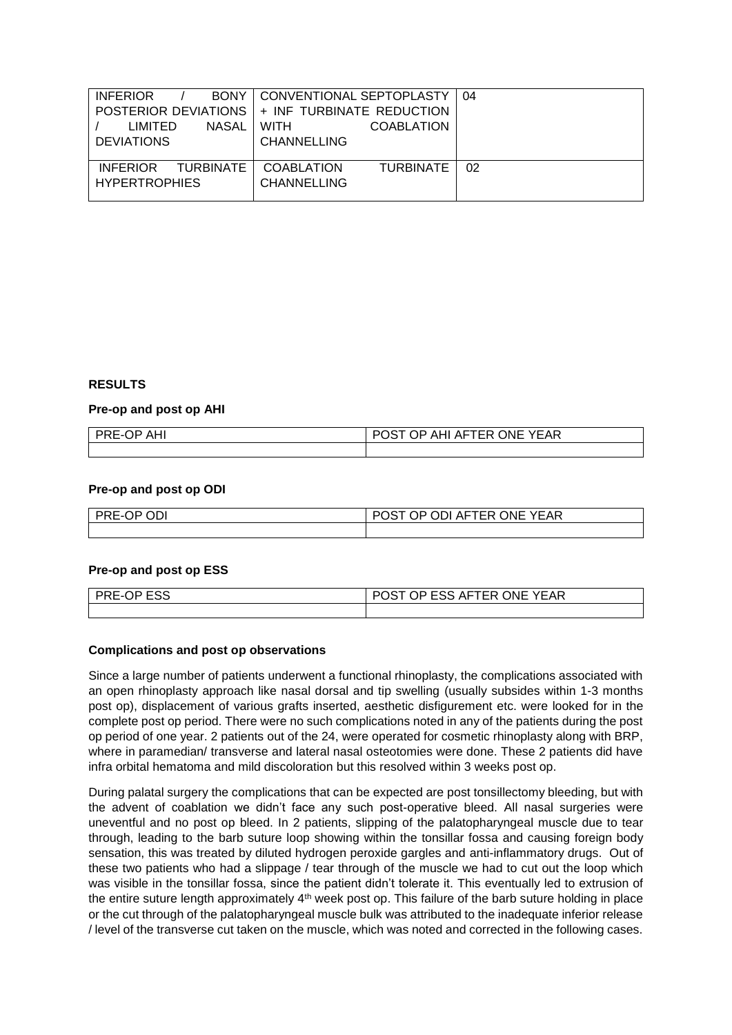| | | |
|---|---|---|
| INFERIOR / BONY POSTERIOR DEVIATIONS / LIMITED NASAL DEVIATIONS | CONVENTIONAL SEPTOPLASTY + INF TURBINATE REDUCTION WITH COABLATION CHANNELLING | 04 |
| INFERIOR TURBINATE HYPERTROPHIES | COABLATION TURBINATE CHANNELLING | 02 |

## RESULTS

### Pre-op and post op AHI

| PRE-OP AHI | POST OP AHI AFTER ONE YEAR |
|---|---|
| | |

### Pre-op and post op ODI

| PRE-OP ODI | POST OP ODI AFTER ONE YEAR |
|---|---|
| | |

### Pre-op and post op ESS

| PRE-OP ESS | POST OP ESS AFTER ONE YEAR |
|---|---|
| | |

### Complications and post op observations

Since a large number of patients underwent a functional rhinoplasty, the complications associated with an open rhinoplasty approach like nasal dorsal and tip swelling (usually subsides within 1-3 months post op), displacement of various grafts inserted, aesthetic disfigurement etc. were looked for in the complete post op period. There were no such complications noted in any of the patients during the post op period of one year. 2 patients out of the 24, were operated for cosmetic rhinoplasty along with BRP, where in paramedian/ transverse and lateral nasal osteotomies were done. These 2 patients did have infra orbital hematoma and mild discoloration but this resolved within 3 weeks post op.

During palatal surgery the complications that can be expected are post tonsillectomy bleeding, but with the advent of coablation we didn't face any such post-operative bleed. All nasal surgeries were uneventful and no post op bleed. In 2 patients, slipping of the palatopharyngeal muscle due to tear through, leading to the barb suture loop showing within the tonsillar fossa and causing foreign body sensation, this was treated by diluted hydrogen peroxide gargles and anti-inflammatory drugs. Out of these two patients who had a slippage / tear through of the muscle we had to cut out the loop which was visible in the tonsillar fossa, since the patient didn't tolerate it. This eventually led to extrusion of the entire suture length approximately 4th week post op. This failure of the barb suture holding in place or the cut through of the palatopharyngeal muscle bulk was attributed to the inadequate inferior release / level of the transverse cut taken on the muscle, which was noted and corrected in the following cases.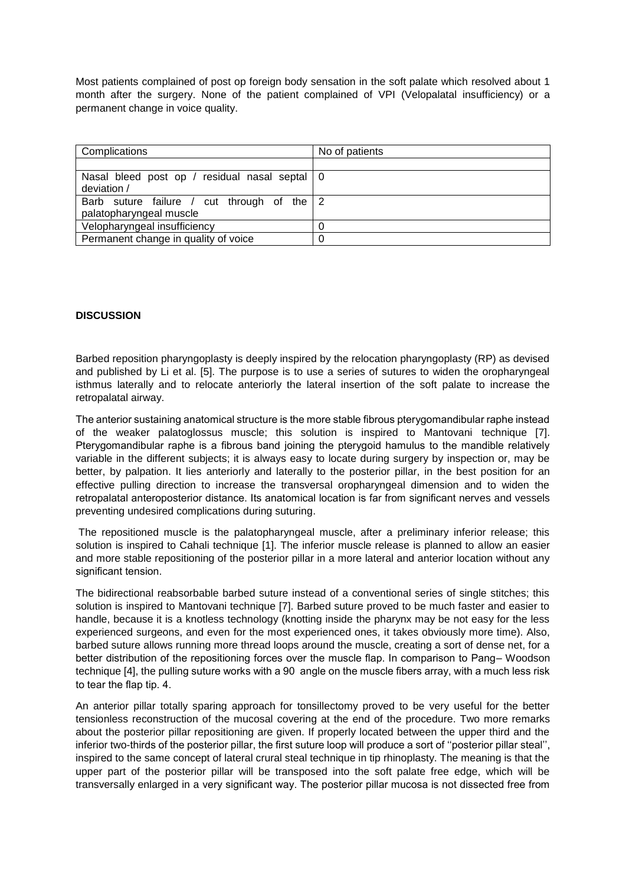Most patients complained of post op foreign body sensation in the soft palate which resolved about 1 month after the surgery. None of the patient complained of VPI (Velopalatal insufficiency) or a permanent change in voice quality.

| Complications | No of patients |
| --- | --- |
| | |
| Nasal bleed post op / residual nasal septal deviation / | 0 |
| Barb suture failure / cut through of the palatopharyngeal muscle | 2 |
| Velopharyngeal insufficiency | 0 |
| Permanent change in quality of voice | 0 |

**DISCUSSION**

Barbed reposition pharyngoplasty is deeply inspired by the relocation pharyngoplasty (RP) as devised and published by Li et al. [5]. The purpose is to use a series of sutures to widen the oropharyngeal isthmus laterally and to relocate anteriorly the lateral insertion of the soft palate to increase the retropalatal airway.

The anterior sustaining anatomical structure is the more stable fibrous pterygomandibular raphe instead of the weaker palatoglossus muscle; this solution is inspired to Mantovani technique [7]. Pterygomandibular raphe is a fibrous band joining the pterygoid hamulus to the mandible relatively variable in the different subjects; it is always easy to locate during surgery by inspection or, may be better, by palpation. It lies anteriorly and laterally to the posterior pillar, in the best position for an effective pulling direction to increase the transversal oropharyngeal dimension and to widen the retropalatal anteroposterior distance. Its anatomical location is far from significant nerves and vessels preventing undesired complications during suturing.

The repositioned muscle is the palatopharyngeal muscle, after a preliminary inferior release; this solution is inspired to Cahali technique [1]. The inferior muscle release is planned to allow an easier and more stable repositioning of the posterior pillar in a more lateral and anterior location without any significant tension.

The bidirectional reabsorbable barbed suture instead of a conventional series of single stitches; this solution is inspired to Mantovani technique [7]. Barbed suture proved to be much faster and easier to handle, because it is a knotless technology (knotting inside the pharynx may be not easy for the less experienced surgeons, and even for the most experienced ones, it takes obviously more time). Also, barbed suture allows running more thread loops around the muscle, creating a sort of dense net, for a better distribution of the repositioning forces over the muscle flap. In comparison to Pang– Woodson technique [4], the pulling suture works with a 90 angle on the muscle fibers array, with a much less risk to tear the flap tip. 4.

An anterior pillar totally sparing approach for tonsillectomy proved to be very useful for the better tensionless reconstruction of the mucosal covering at the end of the procedure. Two more remarks about the posterior pillar repositioning are given. If properly located between the upper third and the inferior two-thirds of the posterior pillar, the first suture loop will produce a sort of ''posterior pillar steal'', inspired to the same concept of lateral crural steal technique in tip rhinoplasty. The meaning is that the upper part of the posterior pillar will be transposed into the soft palate free edge, which will be transversally enlarged in a very significant way. The posterior pillar mucosa is not dissected free from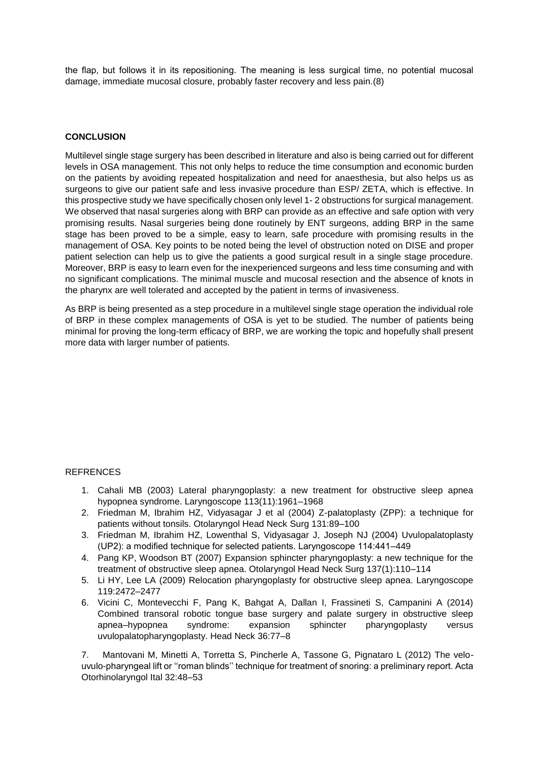the flap, but follows it in its repositioning. The meaning is less surgical time, no potential mucosal damage, immediate mucosal closure, probably faster recovery and less pain.(8)

## CONCLUSION

Multilevel single stage surgery has been described in literature and also is being carried out for different levels in OSA management. This not only helps to reduce the time consumption and economic burden on the patients by avoiding repeated hospitalization and need for anaesthesia, but also helps us as surgeons to give our patient safe and less invasive procedure than ESP/ ZETA, which is effective. In this prospective study we have specifically chosen only level 1- 2 obstructions for surgical management. We observed that nasal surgeries along with BRP can provide as an effective and safe option with very promising results. Nasal surgeries being done routinely by ENT surgeons, adding BRP in the same stage has been proved to be a simple, easy to learn, safe procedure with promising results in the management of OSA. Key points to be noted being the level of obstruction noted on DISE and proper patient selection can help us to give the patients a good surgical result in a single stage procedure. Moreover, BRP is easy to learn even for the inexperienced surgeons and less time consuming and with no significant complications. The minimal muscle and mucosal resection and the absence of knots in the pharynx are well tolerated and accepted by the patient in terms of invasiveness.

As BRP is being presented as a step procedure in a multilevel single stage operation the individual role of BRP in these complex managements of OSA is yet to be studied. The number of patients being minimal for proving the long-term efficacy of BRP, we are working the topic and hopefully shall present more data with larger number of patients.

## REFRENCES

1. Cahali MB (2003) Lateral pharyngoplasty: a new treatment for obstructive sleep apnea hypopnea syndrome. Laryngoscope 113(11):1961–1968
2. Friedman M, Ibrahim HZ, Vidyasagar J et al (2004) Z-palatoplasty (ZPP): a technique for patients without tonsils. Otolaryngol Head Neck Surg 131:89–100
3. Friedman M, Ibrahim HZ, Lowenthal S, Vidyasagar J, Joseph NJ (2004) Uvulopalatoplasty (UP2): a modified technique for selected patients. Laryngoscope 114:441–449
4. Pang KP, Woodson BT (2007) Expansion sphincter pharyngoplasty: a new technique for the treatment of obstructive sleep apnea. Otolaryngol Head Neck Surg 137(1):110–114
5. Li HY, Lee LA (2009) Relocation pharyngoplasty for obstructive sleep apnea. Laryngoscope 119:2472–2477
6. Vicini C, Montevecchi F, Pang K, Bahgat A, Dallan I, Frassineti S, Campanini A (2014) Combined transoral robotic tongue base surgery and palate surgery in obstructive sleep apnea–hypopnea syndrome: expansion sphincter pharyngoplasty versus uvulopalatopharyngoplasty. Head Neck 36:77–8
7. Mantovani M, Minetti A, Torretta S, Pincherle A, Tassone G, Pignataro L (2012) The velo-uvulo-pharyngeal lift or ''roman blinds'' technique for treatment of snoring: a preliminary report. Acta Otorhinolaryngol Ital 32:48–53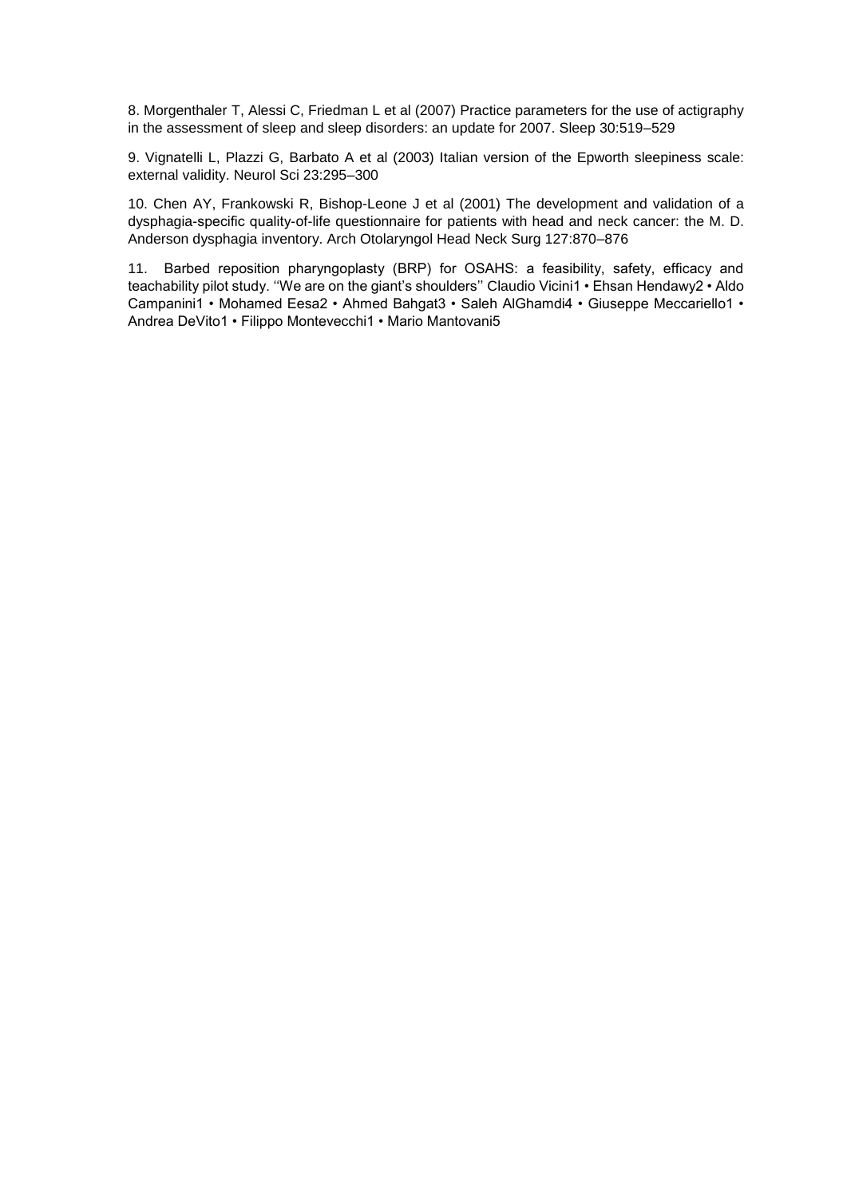8. Morgenthaler T, Alessi C, Friedman L et al (2007) Practice parameters for the use of actigraphy in the assessment of sleep and sleep disorders: an update for 2007. Sleep 30:519–529

9. Vignatelli L, Plazzi G, Barbato A et al (2003) Italian version of the Epworth sleepiness scale: external validity. Neurol Sci 23:295–300

10. Chen AY, Frankowski R, Bishop-Leone J et al (2001) The development and validation of a dysphagia-specific quality-of-life questionnaire for patients with head and neck cancer: the M. D. Anderson dysphagia inventory. Arch Otolaryngol Head Neck Surg 127:870–876

11. Barbed reposition pharyngoplasty (BRP) for OSAHS: a feasibility, safety, efficacy and teachability pilot study. ''We are on the giant's shoulders'' Claudio Vicini1 • Ehsan Hendawy2 • Aldo Campanini1 • Mohamed Eesa2 • Ahmed Bahgat3 • Saleh AlGhamdi4 • Giuseppe Meccariello1 • Andrea DeVito1 • Filippo Montevecchi1 • Mario Mantovani5